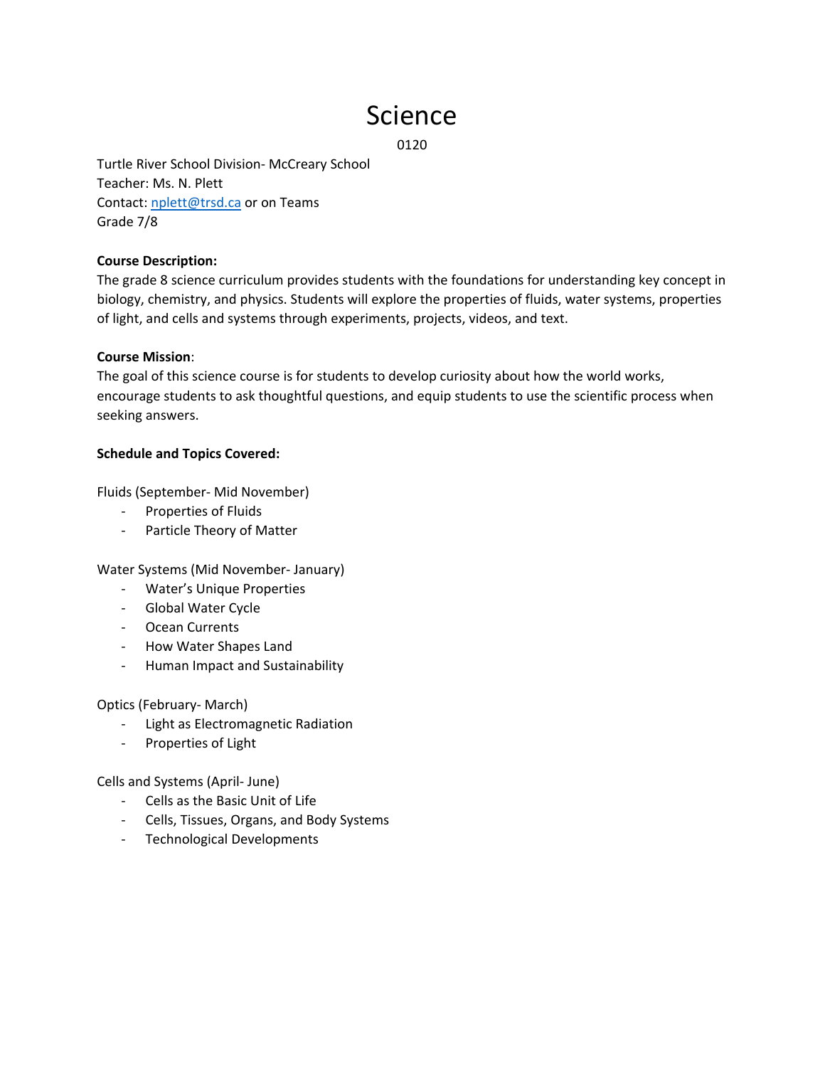# Science

0120

Turtle River School Division- McCreary School
Teacher: Ms. N. Plett
Contact: nplett@trsd.ca or on Teams
Grade 7/8

**Course Description:**
The grade 8 science curriculum provides students with the foundations for understanding key concept in biology, chemistry, and physics. Students will explore the properties of fluids, water systems, properties of light, and cells and systems through experiments, projects, videos, and text.

**Course Mission**:
The goal of this science course is for students to develop curiosity about how the world works, encourage students to ask thoughtful questions, and equip students to use the scientific process when seeking answers.

**Schedule and Topics Covered:**

Fluids (September- Mid November)

- Properties of Fluids
- Particle Theory of Matter

Water Systems (Mid November- January)

- Water's Unique Properties
- Global Water Cycle
- Ocean Currents
- How Water Shapes Land
- Human Impact and Sustainability

Optics (February- March)

- Light as Electromagnetic Radiation
- Properties of Light

Cells and Systems (April- June)

- Cells as the Basic Unit of Life
- Cells, Tissues, Organs, and Body Systems
- Technological Developments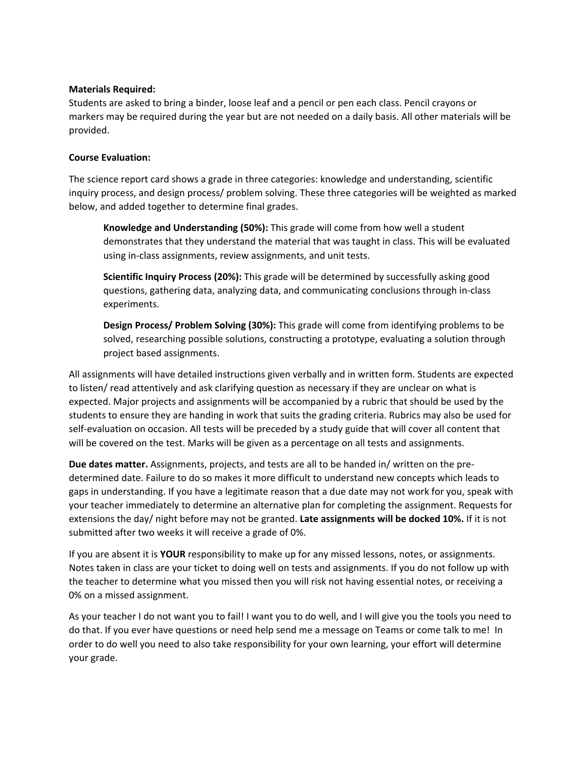**Materials Required:**
Students are asked to bring a binder, loose leaf and a pencil or pen each class. Pencil crayons or markers may be required during the year but are not needed on a daily basis. All other materials will be provided.

**Course Evaluation:**

The science report card shows a grade in three categories: knowledge and understanding, scientific inquiry process, and design process/ problem solving. These three categories will be weighted as marked below, and added together to determine final grades.

> **Knowledge and Understanding (50%):** This grade will come from how well a student demonstrates that they understand the material that was taught in class. This will be evaluated using in-class assignments, review assignments, and unit tests.
>
> **Scientific Inquiry Process (20%):** This grade will be determined by successfully asking good questions, gathering data, analyzing data, and communicating conclusions through in-class experiments.
>
> **Design Process/ Problem Solving (30%):** This grade will come from identifying problems to be solved, researching possible solutions, constructing a prototype, evaluating a solution through project based assignments.

All assignments will have detailed instructions given verbally and in written form. Students are expected to listen/ read attentively and ask clarifying question as necessary if they are unclear on what is expected. Major projects and assignments will be accompanied by a rubric that should be used by the students to ensure they are handing in work that suits the grading criteria. Rubrics may also be used for self-evaluation on occasion. All tests will be preceded by a study guide that will cover all content that will be covered on the test. Marks will be given as a percentage on all tests and assignments.

**Due dates matter.** Assignments, projects, and tests are all to be handed in/ written on the pre-determined date. Failure to do so makes it more difficult to understand new concepts which leads to gaps in understanding. If you have a legitimate reason that a due date may not work for you, speak with your teacher immediately to determine an alternative plan for completing the assignment. Requests for extensions the day/ night before may not be granted. **Late assignments will be docked 10%.** If it is not submitted after two weeks it will receive a grade of 0%.

If you are absent it is **YOUR** responsibility to make up for any missed lessons, notes, or assignments. Notes taken in class are your ticket to doing well on tests and assignments. If you do not follow up with the teacher to determine what you missed then you will risk not having essential notes, or receiving a 0% on a missed assignment.

As your teacher I do not want you to fail! I want you to do well, and I will give you the tools you need to do that. If you ever have questions or need help send me a message on Teams or come talk to me! In order to do well you need to also take responsibility for your own learning, your effort will determine your grade.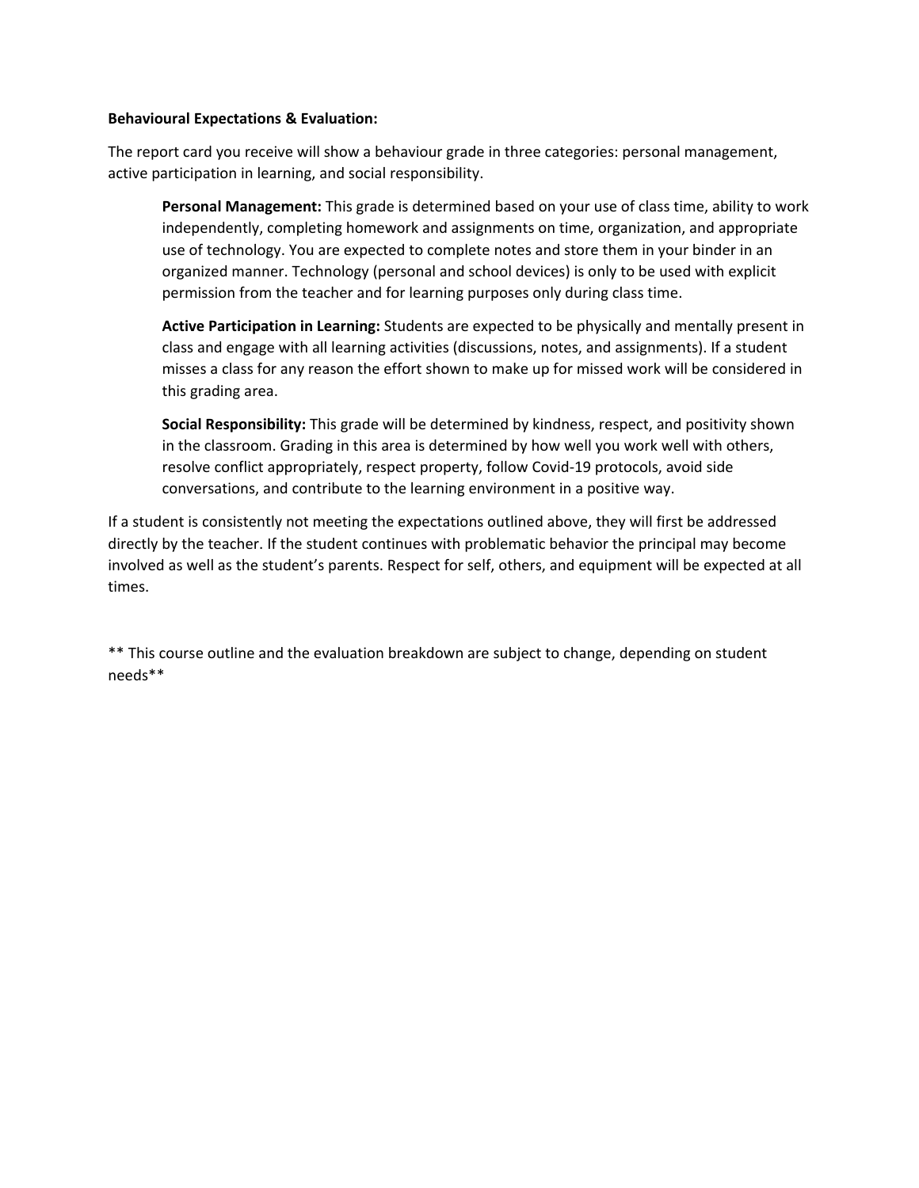**Behavioural Expectations & Evaluation:**

The report card you receive will show a behaviour grade in three categories: personal management, active participation in learning, and social responsibility.

> **Personal Management:** This grade is determined based on your use of class time, ability to work independently, completing homework and assignments on time, organization, and appropriate use of technology. You are expected to complete notes and store them in your binder in an organized manner. Technology (personal and school devices) is only to be used with explicit permission from the teacher and for learning purposes only during class time.
>
> **Active Participation in Learning:** Students are expected to be physically and mentally present in class and engage with all learning activities (discussions, notes, and assignments). If a student misses a class for any reason the effort shown to make up for missed work will be considered in this grading area.
>
> **Social Responsibility:** This grade will be determined by kindness, respect, and positivity shown in the classroom. Grading in this area is determined by how well you work well with others, resolve conflict appropriately, respect property, follow Covid-19 protocols, avoid side conversations, and contribute to the learning environment in a positive way.

If a student is consistently not meeting the expectations outlined above, they will first be addressed directly by the teacher. If the student continues with problematic behavior the principal may become involved as well as the student's parents. Respect for self, others, and equipment will be expected at all times.

** This course outline and the evaluation breakdown are subject to change, depending on student needs**